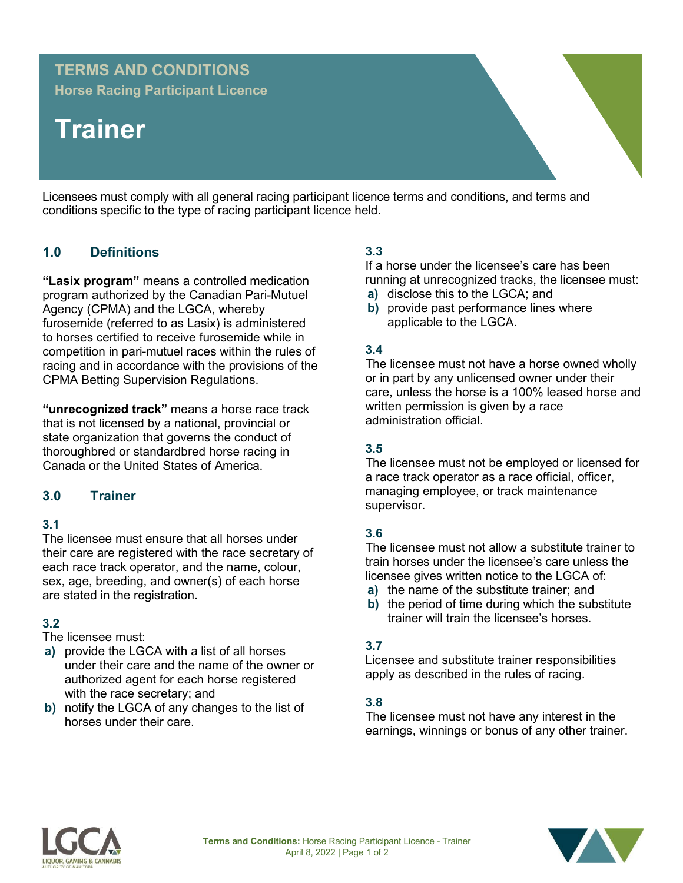# TERMS AND CONDITIONS

**Horse Racing Participant Licence**

# Trainer

Licensees must comply with all general racing participant licence terms and conditions, and terms and conditions specific to the type of racing participant licence held.

## 1.0 Definitions

**"Lasix program"** means a controlled medication program authorized by the Canadian Pari-Mutuel Agency (CPMA) and the LGCA, whereby furosemide (referred to as Lasix) is administered to horses certified to receive furosemide while in competition in pari-mutuel races within the rules of racing and in accordance with the provisions of the CPMA Betting Supervision Regulations.

**"unrecognized track"** means a horse race track that is not licensed by a national, provincial or state organization that governs the conduct of thoroughbred or standardbred horse racing in Canada or the United States of America.

## 3.0 Trainer

### 3.1

The licensee must ensure that all horses under their care are registered with the race secretary of each race track operator, and the name, colour, sex, age, breeding, and owner(s) of each horse are stated in the registration.

### 3.2

The licensee must:

- **a)** provide the LGCA with a list of all horses under their care and the name of the owner or authorized agent for each horse registered with the race secretary; and
- **b)** notify the LGCA of any changes to the list of horses under their care.

### 3.3

If a horse under the licensee's care has been running at unrecognized tracks, the licensee must:

- **a)** disclose this to the LGCA; and
- **b)** provide past performance lines where applicable to the LGCA.

### 3.4

The licensee must not have a horse owned wholly or in part by any unlicensed owner under their care, unless the horse is a 100% leased horse and written permission is given by a race administration official.

### 3.5

The licensee must not be employed or licensed for a race track operator as a race official, officer, managing employee, or track maintenance supervisor.

### 3.6

The licensee must not allow a substitute trainer to train horses under the licensee's care unless the licensee gives written notice to the LGCA of:

- **a)** the name of the substitute trainer; and
- **b)** the period of time during which the substitute trainer will train the licensee's horses.

### 3.7

Licensee and substitute trainer responsibilities apply as described in the rules of racing.

### 3.8

The licensee must not have any interest in the earnings, winnings or bonus of any other trainer.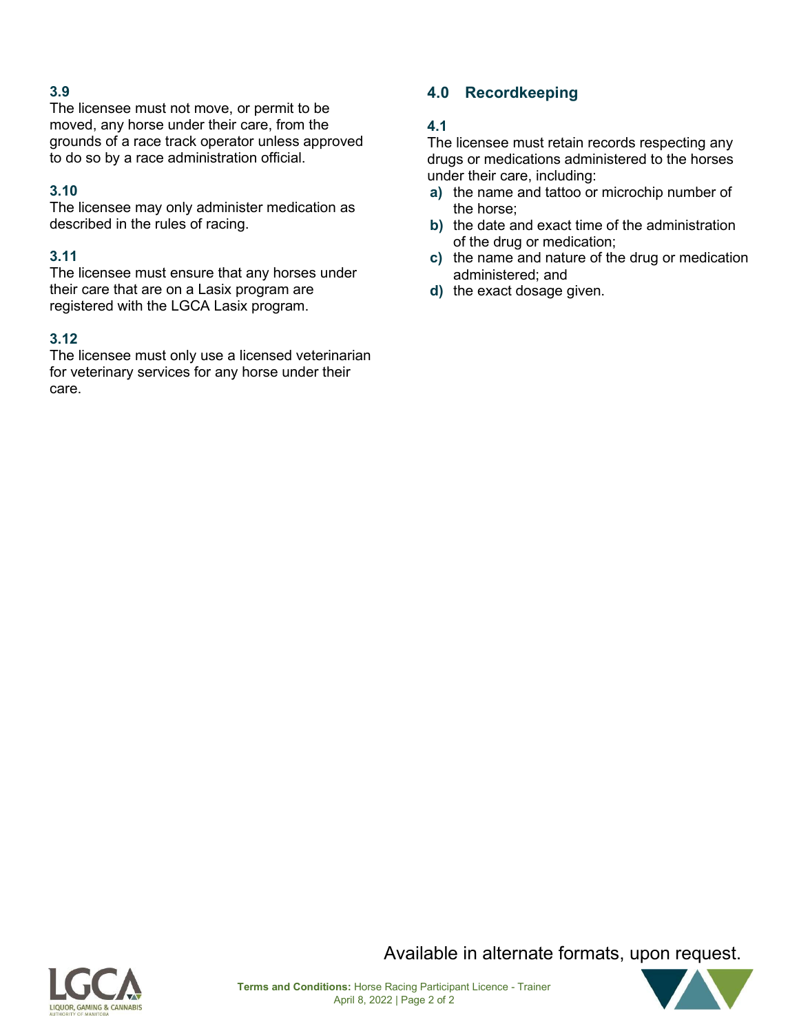### 3.9

The licensee must not move, or permit to be moved, any horse under their care, from the grounds of a race track operator unless approved to do so by a race administration official.

### 3.10

The licensee may only administer medication as described in the rules of racing.

### 3.11

The licensee must ensure that any horses under their care that are on a Lasix program are registered with the LGCA Lasix program.

### 3.12

The licensee must only use a licensed veterinarian for veterinary services for any horse under their care.

## 4.0 Recordkeeping

### 4.1

The licensee must retain records respecting any drugs or medications administered to the horses under their care, including:

- **a)** the name and tattoo or microchip number of the horse;
- **b)** the date and exact time of the administration of the drug or medication;
- **c)** the name and nature of the drug or medication administered; and
- **d)** the exact dosage given.

Available in alternate formats, upon request.